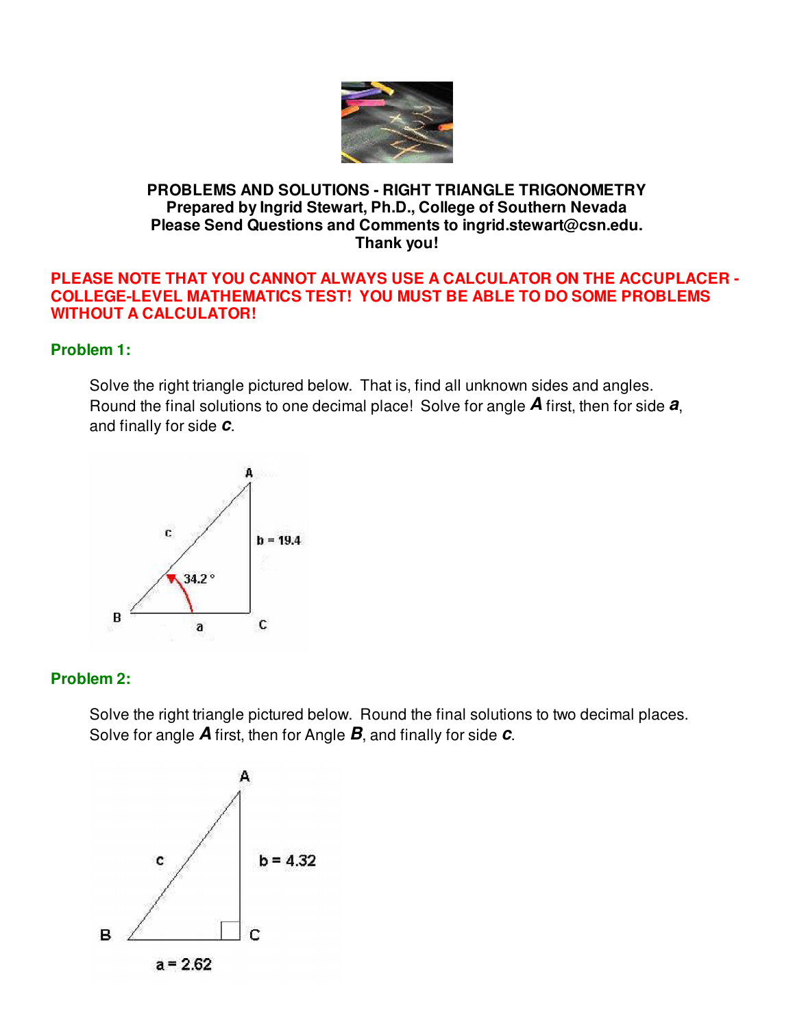**PROBLEMS AND SOLUTIONS - RIGHT TRIANGLE TRIGONOMETRY**
**Prepared by Ingrid Stewart, Ph.D., College of Southern Nevada**
**Please Send Questions and Comments to ingrid.stewart@csn.edu.**
**Thank you!**

**PLEASE NOTE THAT YOU CANNOT ALWAYS USE A CALCULATOR ON THE ACCUPLACER - COLLEGE-LEVEL MATHEMATICS TEST! YOU MUST BE ABLE TO DO SOME PROBLEMS WITHOUT A CALCULATOR!**

### Problem 1:

Solve the right triangle pictured below. That is, find all unknown sides and angles. Round the final solutions to one decimal place! Solve for angle ***A*** first, then for side ***a***, and finally for side ***c***.

A, c, b = 19.4, 34.2 °, B, a, C

### Problem 2:

Solve the right triangle pictured below. Round the final solutions to two decimal places. Solve for angle ***A*** first, then for Angle ***B***, and finally for side ***c***.

A, c, b = 4.32, B, C, a = 2.62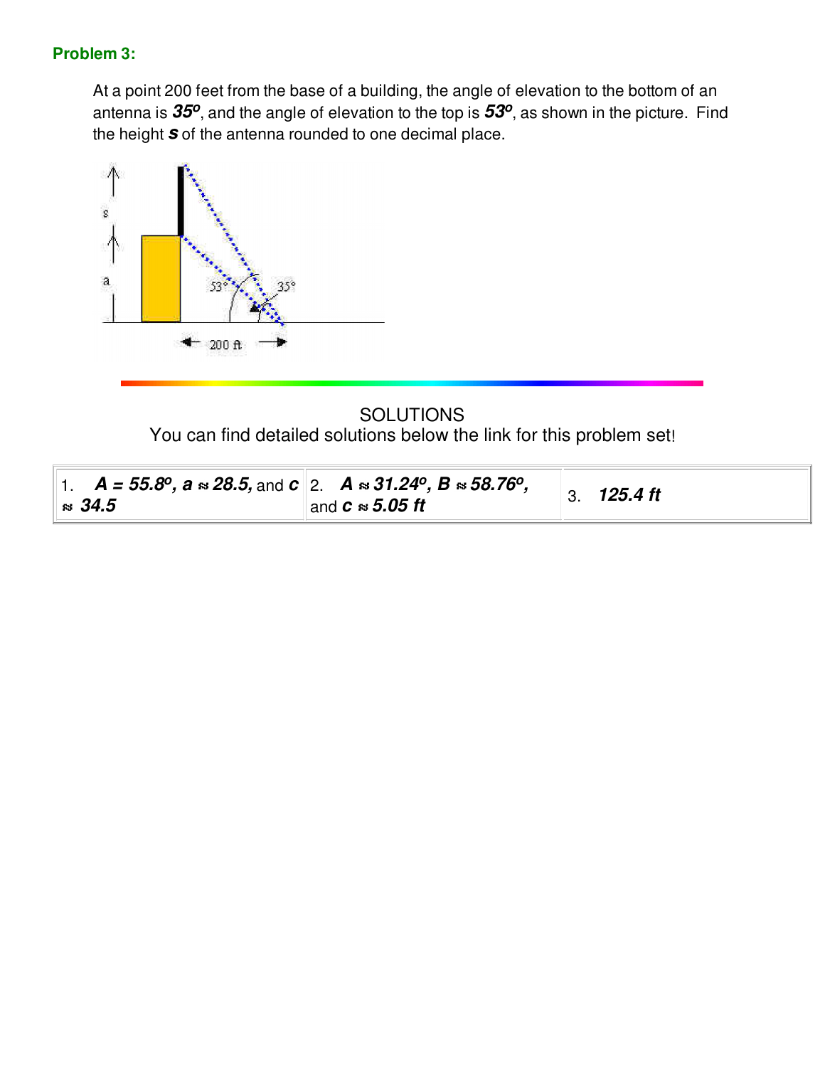## Problem 3:

At a point 200 feet from the base of a building, the angle of elevation to the bottom of an antenna is ***35º***, and the angle of elevation to the top is ***53º***, as shown in the picture. Find the height ***s*** of the antenna rounded to one decimal place.

s

a

53°

35°

200 ft

SOLUTIONS

You can find detailed solutions below the link for this problem set!

| | | |
|---|---|---|
| 1. ***A = 55.8º, a ≈ 28.5,*** and ***c ≈ 34.5*** | 2. ***A ≈ 31.24º, B ≈ 58.76º,*** and ***c ≈ 5.05 ft*** | 3. ***125.4 ft*** |